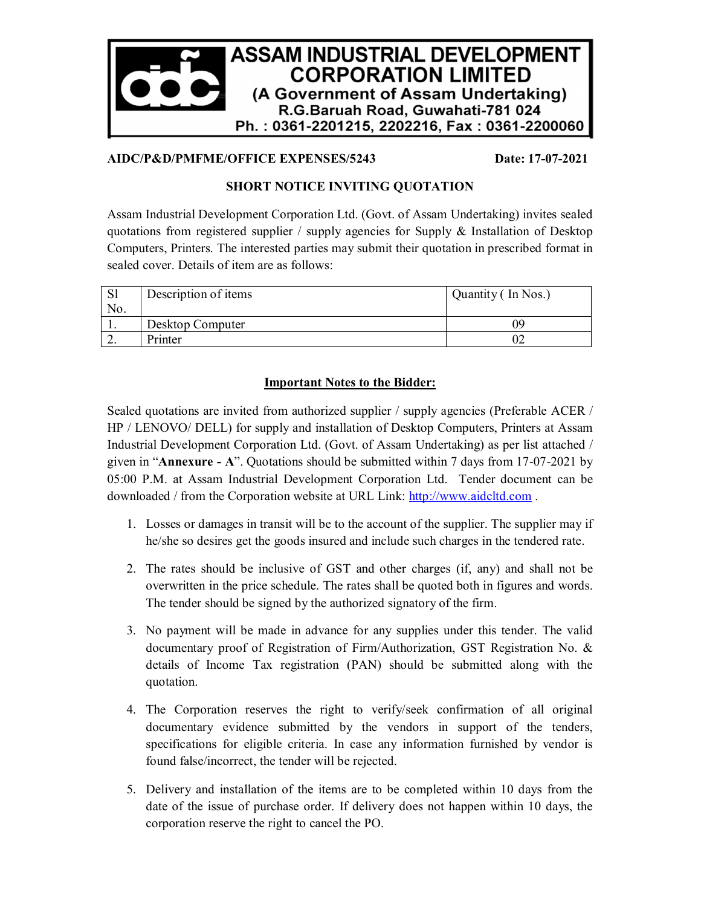# ASSAM INDUSTRIAL DEVELOPMENT CORPORATION LIMITED

**(A Government of Assam Undertaking)**

**R.G.Baruah Road, Guwahati-781 024**

**Ph. : 0361-2201215, 2202216, Fax : 0361-2200060**

**AIDC/P&D/PMFME/OFFICE EXPENSES/5243** **Date: 17-07-2021**

## SHORT NOTICE INVITING QUOTATION

Assam Industrial Development Corporation Ltd. (Govt. of Assam Undertaking) invites sealed quotations from registered supplier / supply agencies for Supply & Installation of Desktop Computers, Printers. The interested parties may submit their quotation in prescribed format in sealed cover. Details of item are as follows:

| Sl No. | Description of items | Quantity ( In Nos.) |
|---|---|---|
| 1. | Desktop Computer | 09 |
| 2. | Printer | 02 |

### Important Notes to the Bidder:

Sealed quotations are invited from authorized supplier / supply agencies (Preferable ACER / HP / LENOVO/ DELL) for supply and installation of Desktop Computers, Printers at Assam Industrial Development Corporation Ltd. (Govt. of Assam Undertaking) as per list attached / given in "**Annexure - A**". Quotations should be submitted within 7 days from 17-07-2021 by 05:00 P.M. at Assam Industrial Development Corporation Ltd. Tender document can be downloaded / from the Corporation website at URL Link: http://www.aidcltd.com .

1. Losses or damages in transit will be to the account of the supplier. The supplier may if he/she so desires get the goods insured and include such charges in the tendered rate.
2. The rates should be inclusive of GST and other charges (if, any) and shall not be overwritten in the price schedule. The rates shall be quoted both in figures and words. The tender should be signed by the authorized signatory of the firm.
3. No payment will be made in advance for any supplies under this tender. The valid documentary proof of Registration of Firm/Authorization, GST Registration No. & details of Income Tax registration (PAN) should be submitted along with the quotation.
4. The Corporation reserves the right to verify/seek confirmation of all original documentary evidence submitted by the vendors in support of the tenders, specifications for eligible criteria. In case any information furnished by vendor is found false/incorrect, the tender will be rejected.
5. Delivery and installation of the items are to be completed within 10 days from the date of the issue of purchase order. If delivery does not happen within 10 days, the corporation reserve the right to cancel the PO.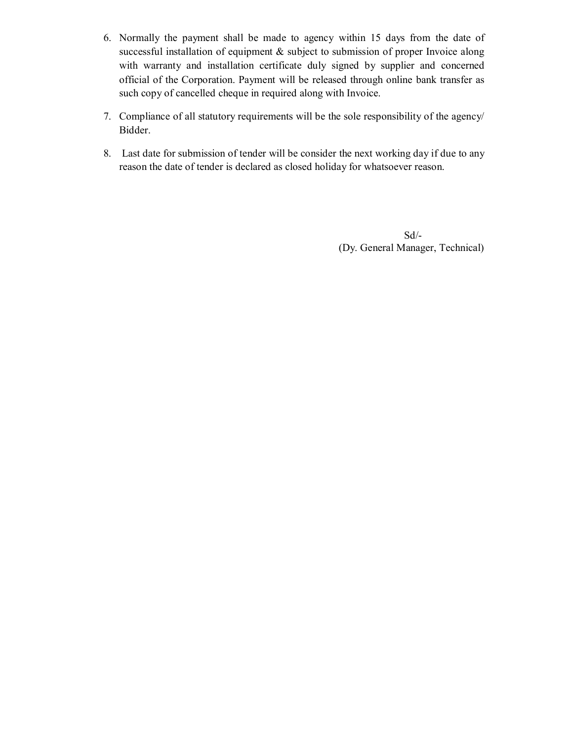6. Normally the payment shall be made to agency within 15 days from the date of successful installation of equipment & subject to submission of proper Invoice along with warranty and installation certificate duly signed by supplier and concerned official of the Corporation. Payment will be released through online bank transfer as such copy of cancelled cheque in required along with Invoice.

7. Compliance of all statutory requirements will be the sole responsibility of the agency/ Bidder.

8. Last date for submission of tender will be consider the next working day if due to any reason the date of tender is declared as closed holiday for whatsoever reason.

Sd/-
(Dy. General Manager, Technical)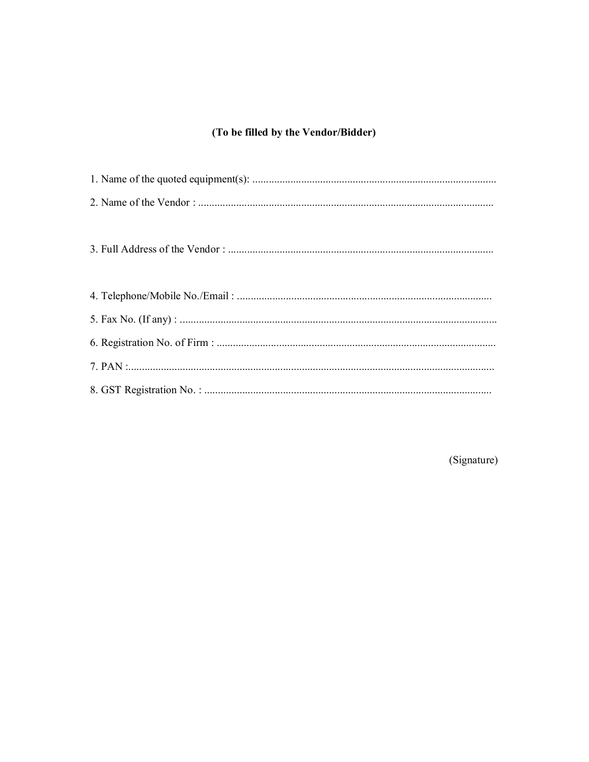**(To be filled by the Vendor/Bidder)**

1. Name of the quoted equipment(s): ..........................................................................................

2. Name of the Vendor : .............................................................................................................

3. Full Address of the Vendor : ..................................................................................................

4. Telephone/Mobile No./Email : ..............................................................................................

5. Fax No. (If any) : ....................................................................................................................

6. Registration No. of Firm : .......................................................................................................

7. PAN :........................................................................................................................................

8. GST Registration No. : ..........................................................................................................

(Signature)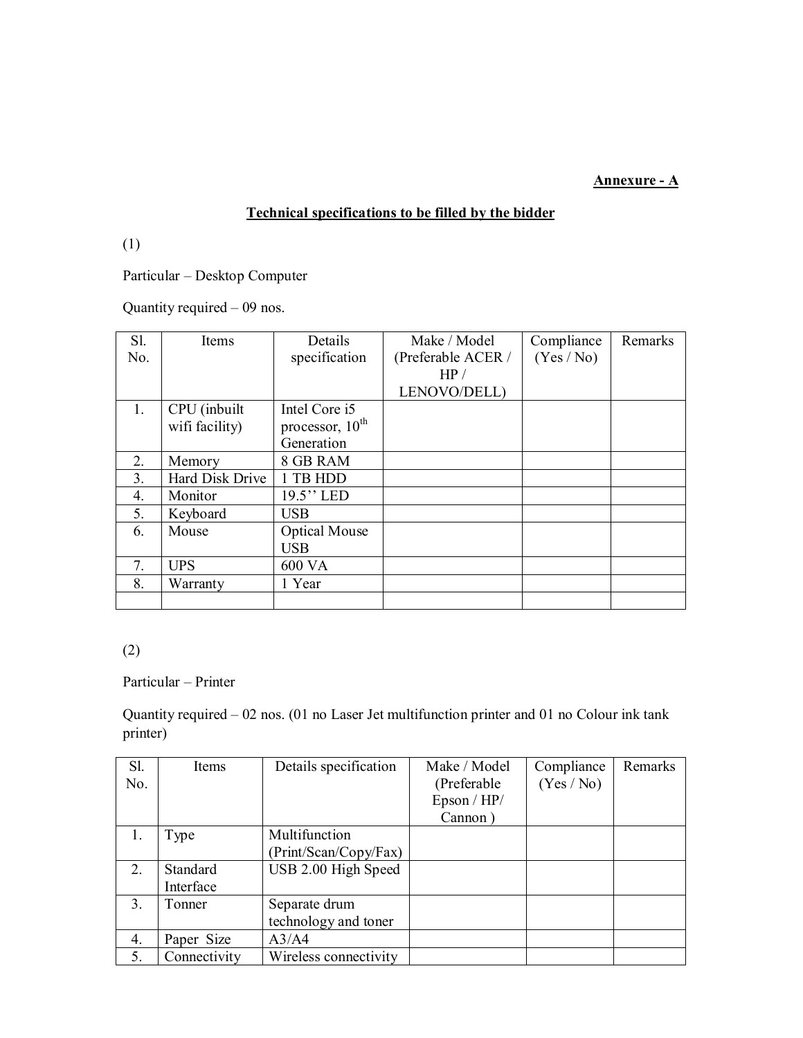**Annexure - A**

**Technical specifications to be filled by the bidder**

(1)

Particular – Desktop Computer

Quantity required – 09 nos.

| Sl. No. | Items | Details specification | Make / Model (Preferable ACER / HP / LENOVO/DELL) | Compliance (Yes / No) | Remarks |
|---|---|---|---|---|---|
| 1. | CPU (inbuilt wifi facility) | Intel Core i5 processor, 10th Generation | | | |
| 2. | Memory | 8 GB RAM | | | |
| 3. | Hard Disk Drive | 1 TB HDD | | | |
| 4. | Monitor | 19.5'' LED | | | |
| 5. | Keyboard | USB | | | |
| 6. | Mouse | Optical Mouse USB | | | |
| 7. | UPS | 600 VA | | | |
| 8. | Warranty | 1 Year | | | |
| | | | | | |

(2)

Particular – Printer

Quantity required – 02 nos. (01 no Laser Jet multifunction printer and 01 no Colour ink tank printer)

| Sl. No. | Items | Details specification | Make / Model (Preferable Epson / HP/ Cannon ) | Compliance (Yes / No) | Remarks |
|---|---|---|---|---|---|
| 1. | Type | Multifunction (Print/Scan/Copy/Fax) | | | |
| 2. | Standard Interface | USB 2.00 High Speed | | | |
| 3. | Tonner | Separate drum technology and toner | | | |
| 4. | Paper Size | A3/A4 | | | |
| 5. | Connectivity | Wireless connectivity | | | |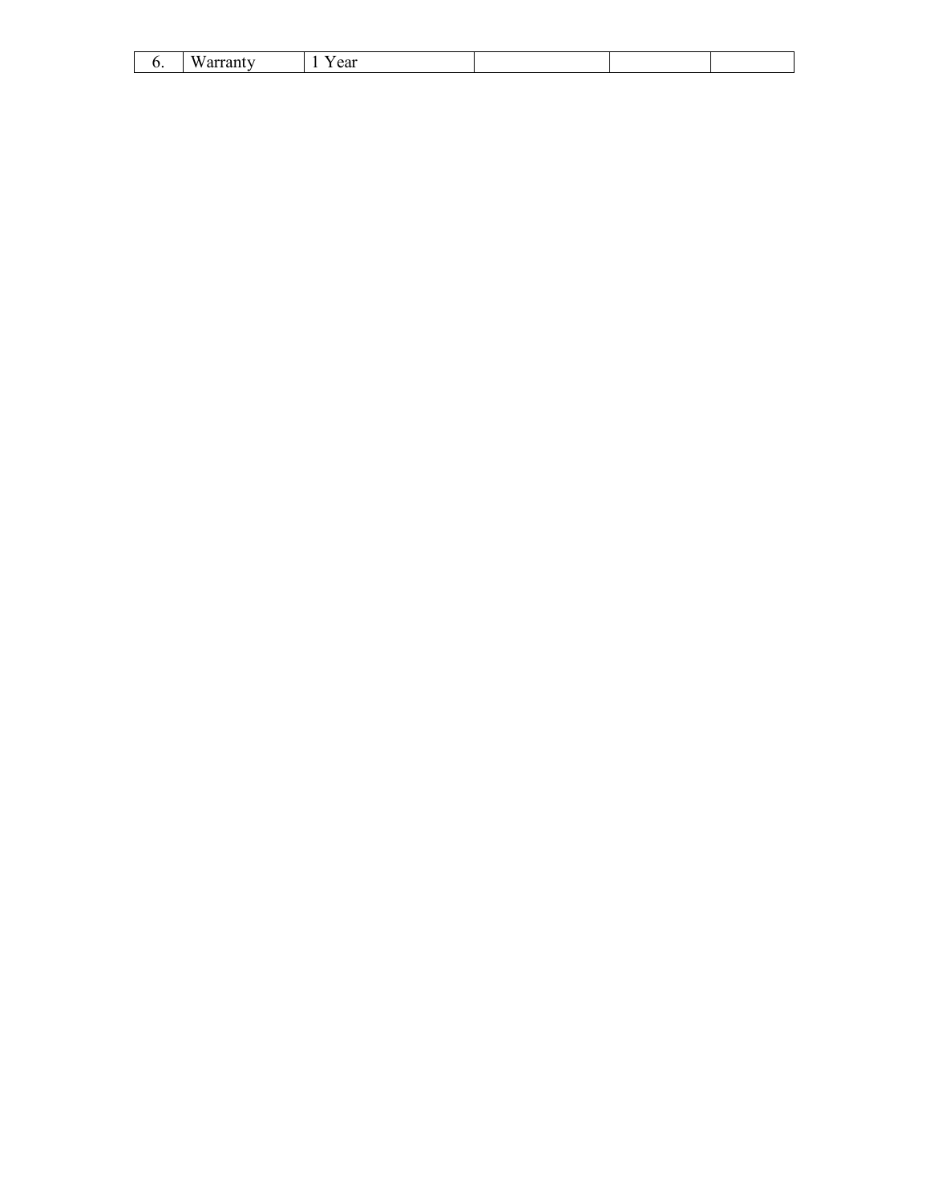| | | | | | |
|---|---|---|---|---|---|
| 6. | Warranty | 1 Year | | | |